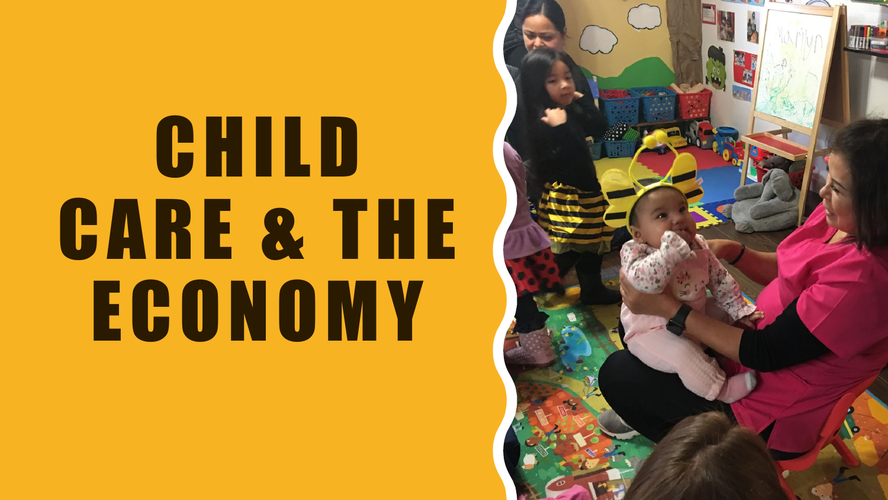# CHILD CARE & THE ECONOMY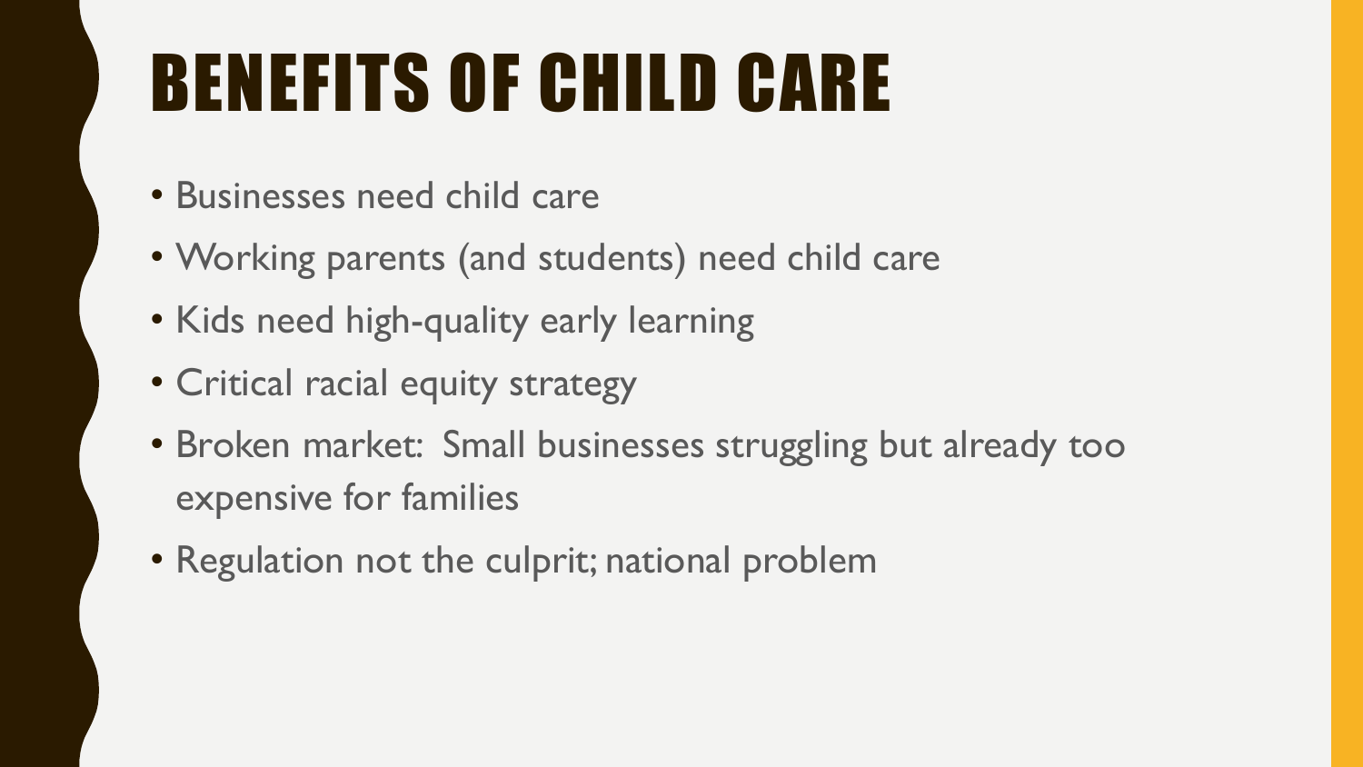# BENEFITS OF CHILD CARE

- Businesses need child care
- Working parents (and students) need child care
- Kids need high-quality early learning
- Critical racial equity strategy
- Broken market: Small businesses struggling but already too expensive for families
- Regulation not the culprit; national problem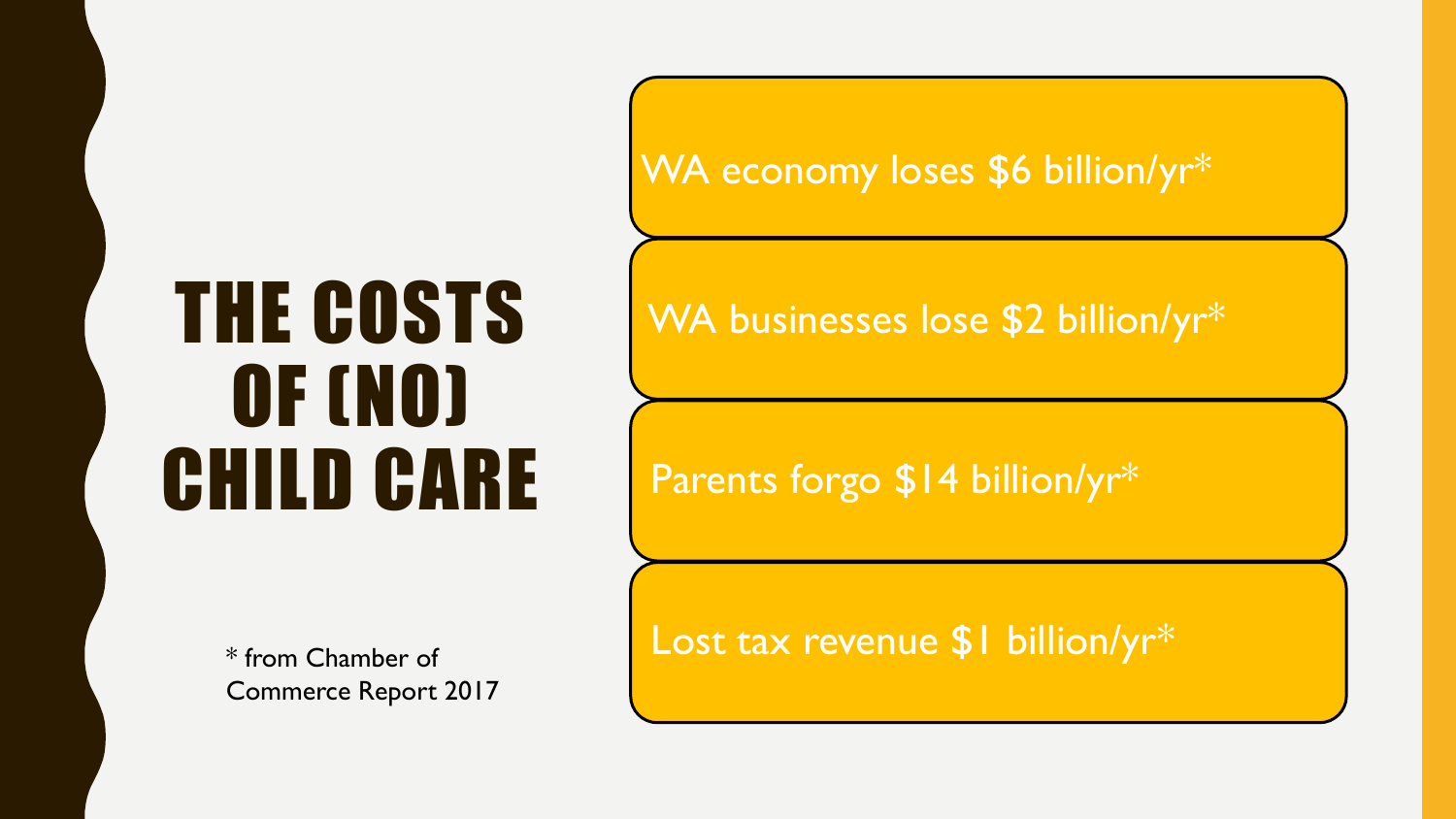# THE COSTS OF (NO) CHILD CARE

\* from Chamber of Commerce Report 2017

- WA economy loses $6 billion/yr*
- WA businesses lose $2 billion/yr*
- Parents forgo $14 billion/yr*
- Lost tax revenue $1 billion/yr*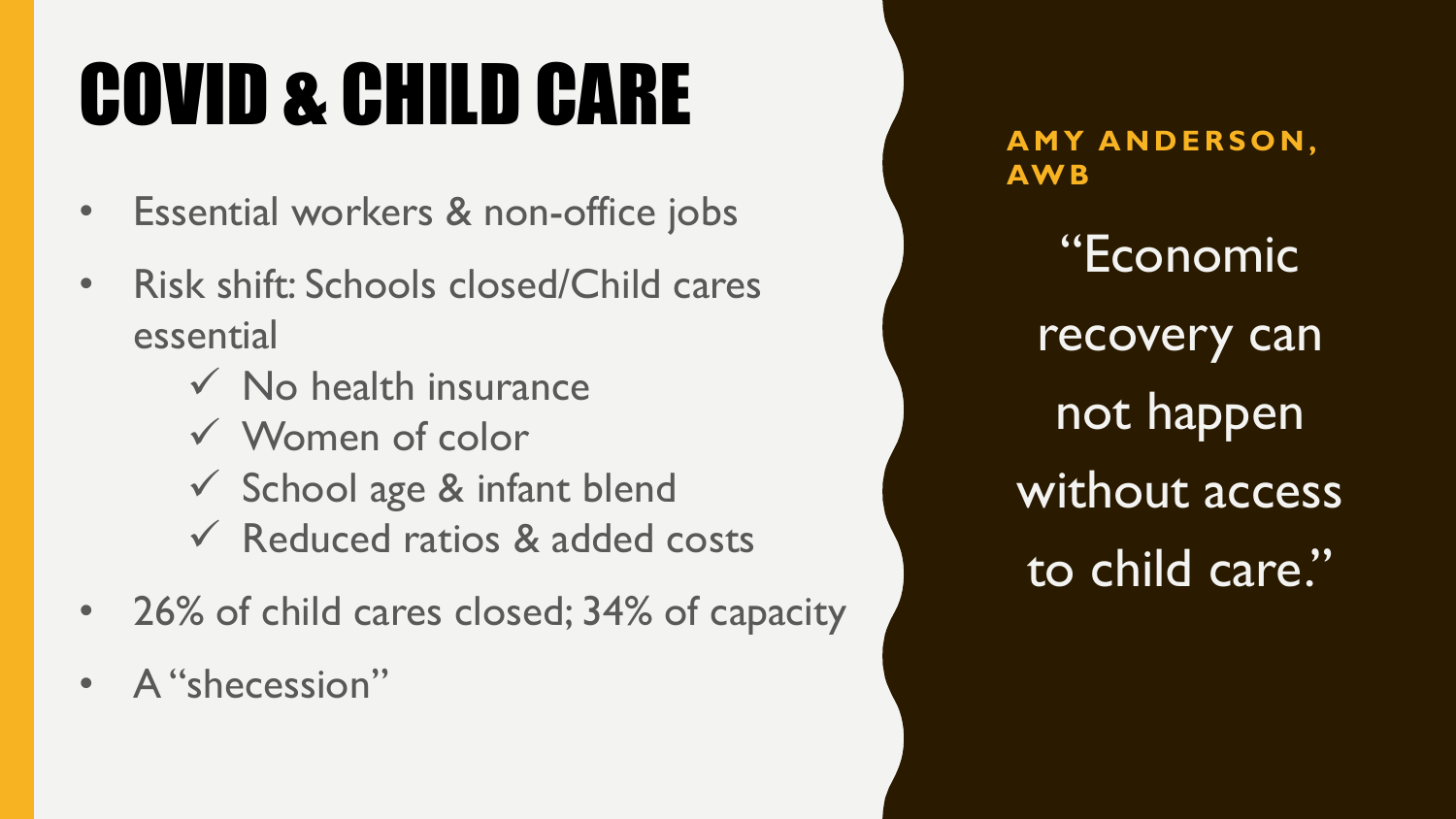# COVID & CHILD CARE

- Essential workers & non-office jobs
- Risk shift: Schools closed/Child cares essential
  - ✓ No health insurance
  - ✓ Women of color
  - ✓ School age & infant blend
  - ✓ Reduced ratios & added costs
- 26% of child cares closed; 34% of capacity
- A "shecession"

**AMY ANDERSON, AWB**

"Economic recovery can not happen without access to child care."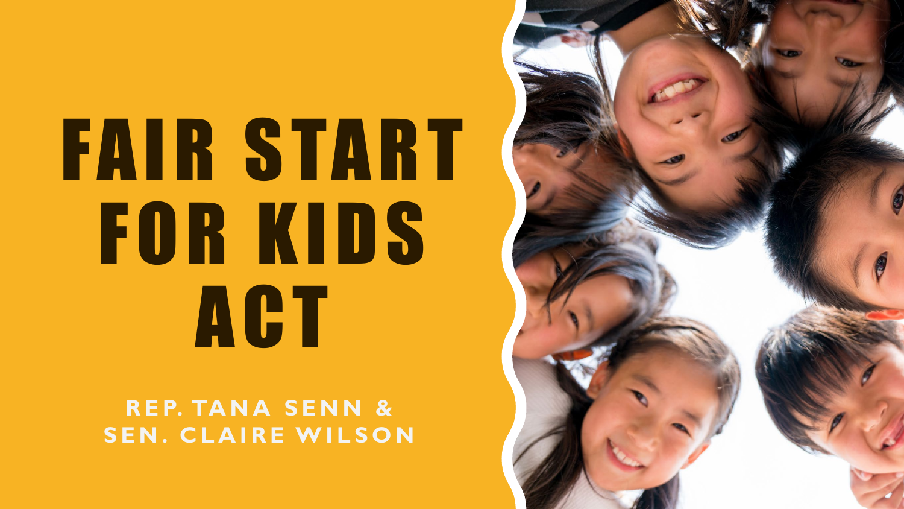# FAIR START FOR KIDS ACT

**REP. TANA SENN & SEN. CLAIRE WILSON**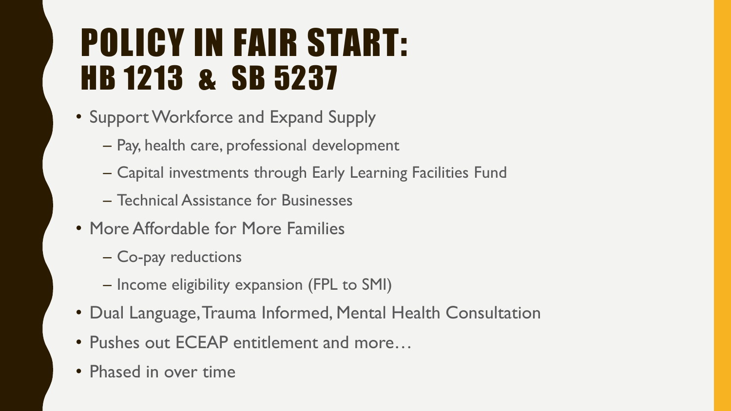# POLICY IN FAIR START: HB 1213 & SB 5237

- Support Workforce and Expand Supply
  - Pay, health care, professional development
  - Capital investments through Early Learning Facilities Fund
  - Technical Assistance for Businesses
- More Affordable for More Families
  - Co-pay reductions
  - Income eligibility expansion (FPL to SMI)
- Dual Language, Trauma Informed, Mental Health Consultation
- Pushes out ECEAP entitlement and more…
- Phased in over time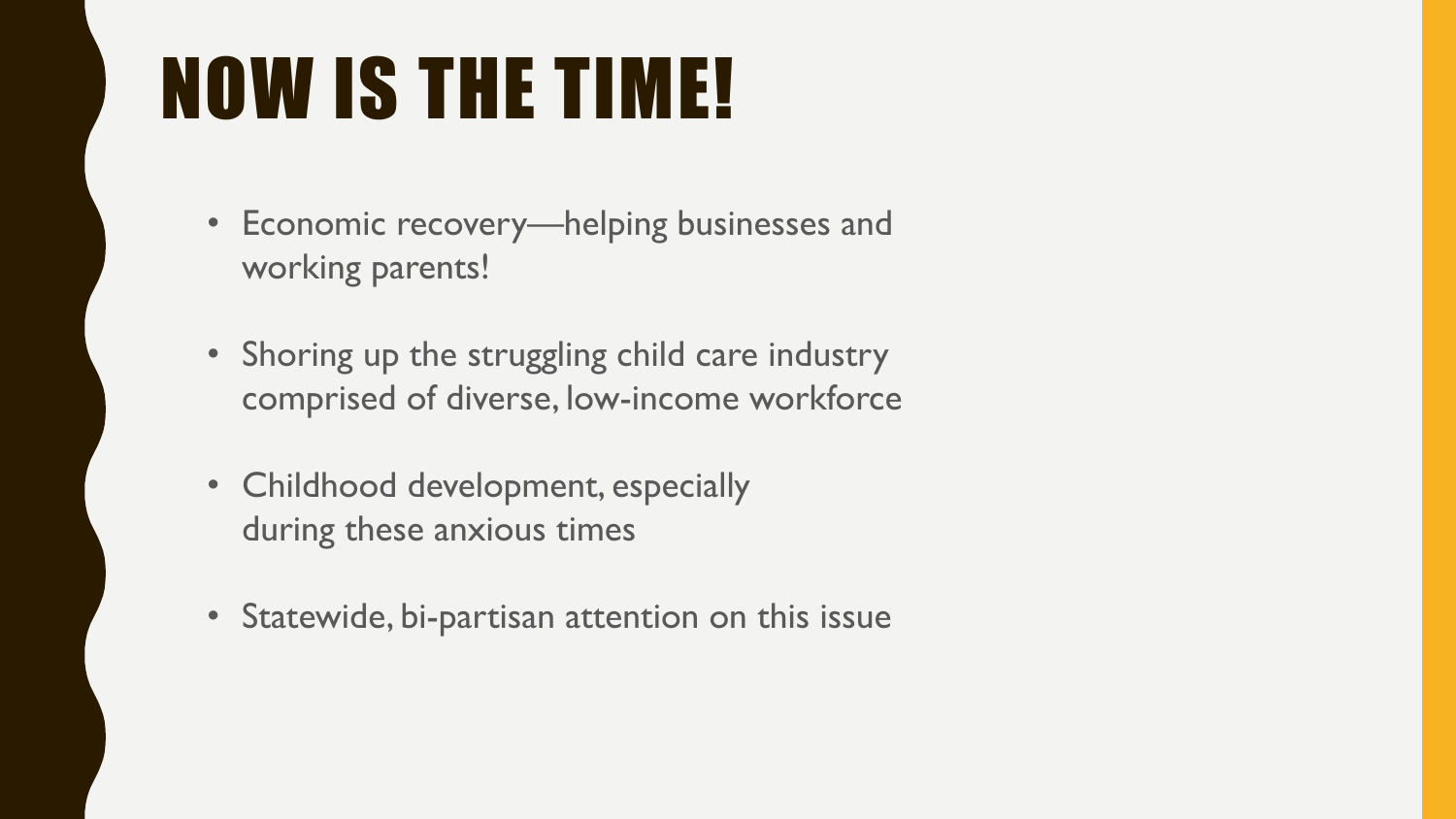# NOW IS THE TIME!

- Economic recovery—helping businesses and working parents!
- Shoring up the struggling child care industry comprised of diverse, low-income workforce
- Childhood development, especially during these anxious times
- Statewide, bi-partisan attention on this issue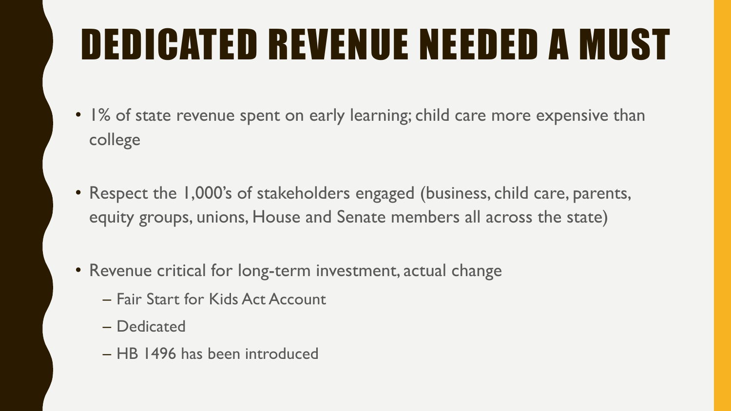# DEDICATED REVENUE NEEDED A MUST

- 1% of state revenue spent on early learning; child care more expensive than college
- Respect the 1,000's of stakeholders engaged (business, child care, parents, equity groups, unions, House and Senate members all across the state)
- Revenue critical for long-term investment, actual change
  - Fair Start for Kids Act Account
  - Dedicated
  - HB 1496 has been introduced